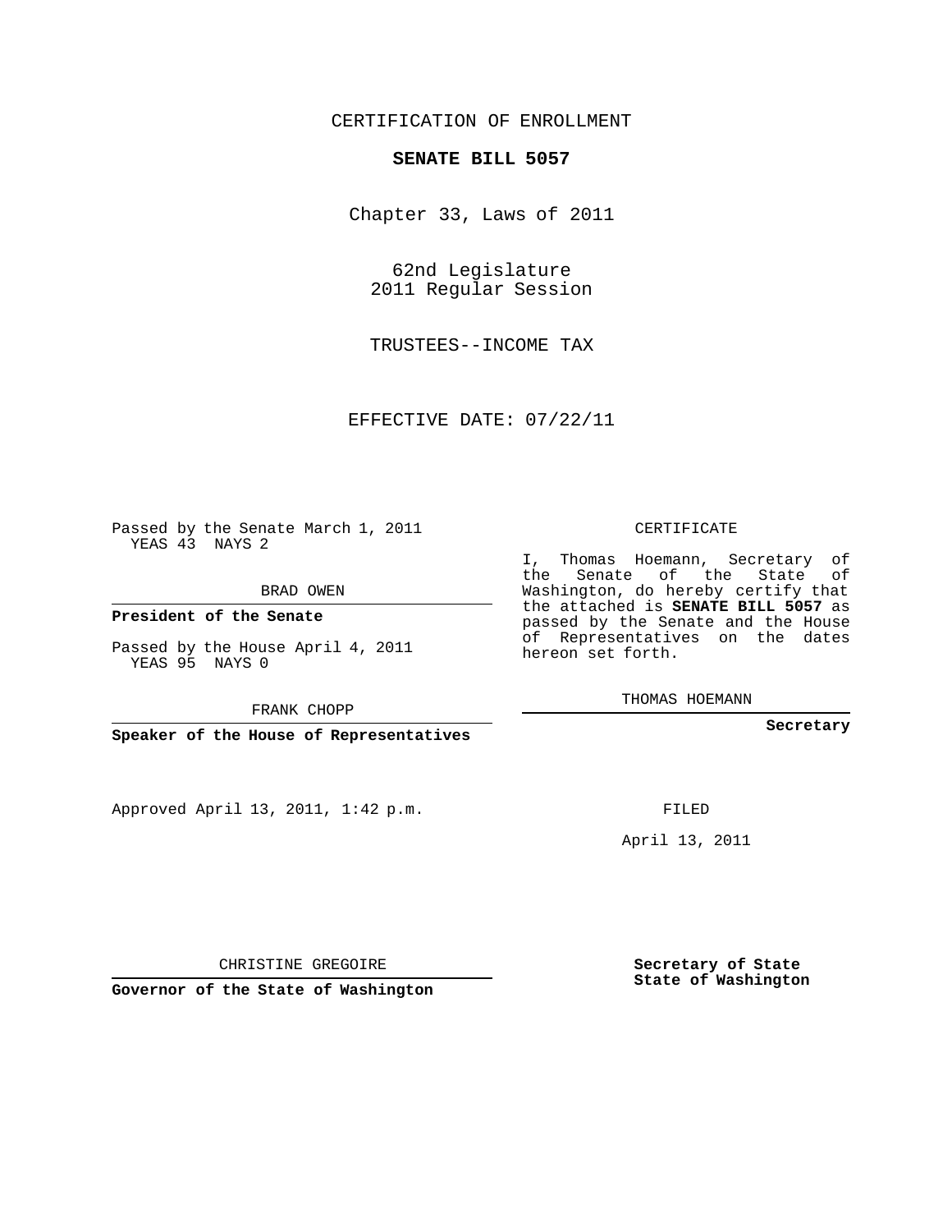CERTIFICATION OF ENROLLMENT

**SENATE BILL 5057**

Chapter 33, Laws of 2011

62nd Legislature
2011 Regular Session

TRUSTEES--INCOME TAX

EFFECTIVE DATE: 07/22/11

Passed by the Senate March 1, 2011
YEAS 43 NAYS 2

BRAD OWEN

**President of the Senate**

Passed by the House April 4, 2011
YEAS 95 NAYS 0

FRANK CHOPP

**Speaker of the House of Representatives**

Approved April 13, 2011, 1:42 p.m.

CHRISTINE GREGOIRE

**Governor of the State of Washington**

CERTIFICATE

I, Thomas Hoemann, Secretary of the Senate of the State of Washington, do hereby certify that the attached is **SENATE BILL 5057** as passed by the Senate and the House of Representatives on the dates hereon set forth.

THOMAS HOEMANN

**Secretary**

FILED

April 13, 2011

**Secretary of State**
**State of Washington**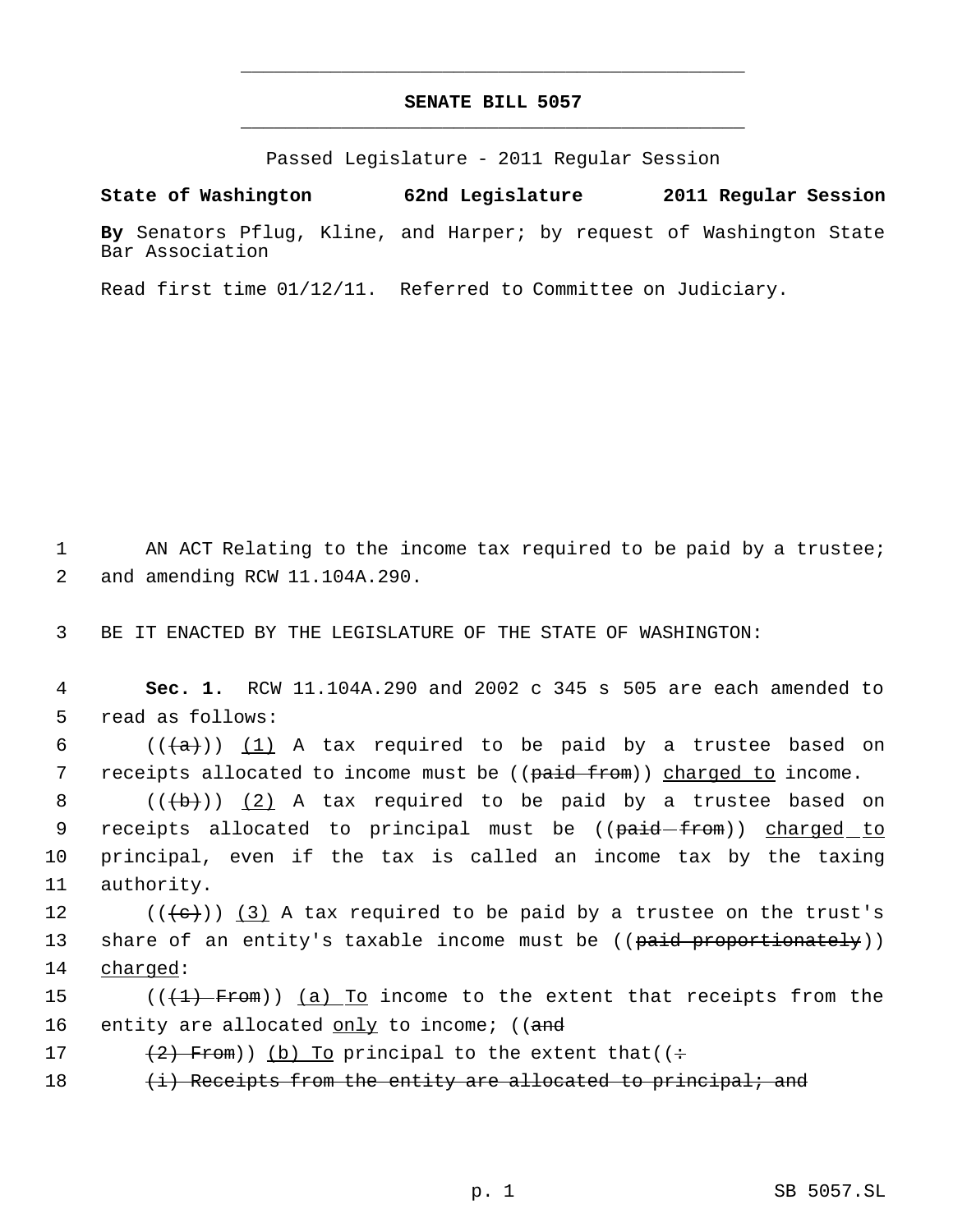**SENATE BILL 5057**

Passed Legislature - 2011 Regular Session

**State of Washington 62nd Legislature 2011 Regular Session**

**By** Senators Pflug, Kline, and Harper; by request of Washington State Bar Association

Read first time 01/12/11. Referred to Committee on Judiciary.

1 AN ACT Relating to the income tax required to be paid by a trustee;
2 and amending RCW 11.104A.290.

3 BE IT ENACTED BY THE LEGISLATURE OF THE STATE OF WASHINGTON:

4 **Sec. 1.** RCW 11.104A.290 and 2002 c 345 s 505 are each amended to
5 read as follows:

6 ((~~(a)~~)) <u>(1)</u> A tax required to be paid by a trustee based on
7 receipts allocated to income must be ((~~paid from~~)) <u>charged to</u> income.

8 ((~~(b)~~)) <u>(2)</u> A tax required to be paid by a trustee based on
9 receipts allocated to principal must be ((~~paid from~~)) <u>charged to</u>
10 principal, even if the tax is called an income tax by the taxing
11 authority.

12 ((~~(c)~~)) <u>(3)</u> A tax required to be paid by a trustee on the trust's
13 share of an entity's taxable income must be ((~~paid proportionately~~))
14 <u>charged</u>:

15 ((~~(1) From~~)) <u>(a) To</u> income to the extent that receipts from the
16 entity are allocated <u>only</u> to income; ((~~and~~

17 ~~(2) From~~)) <u>(b) To</u> principal to the extent that((~~:~~

18 ~~(i) Receipts from the entity are allocated to principal; and~~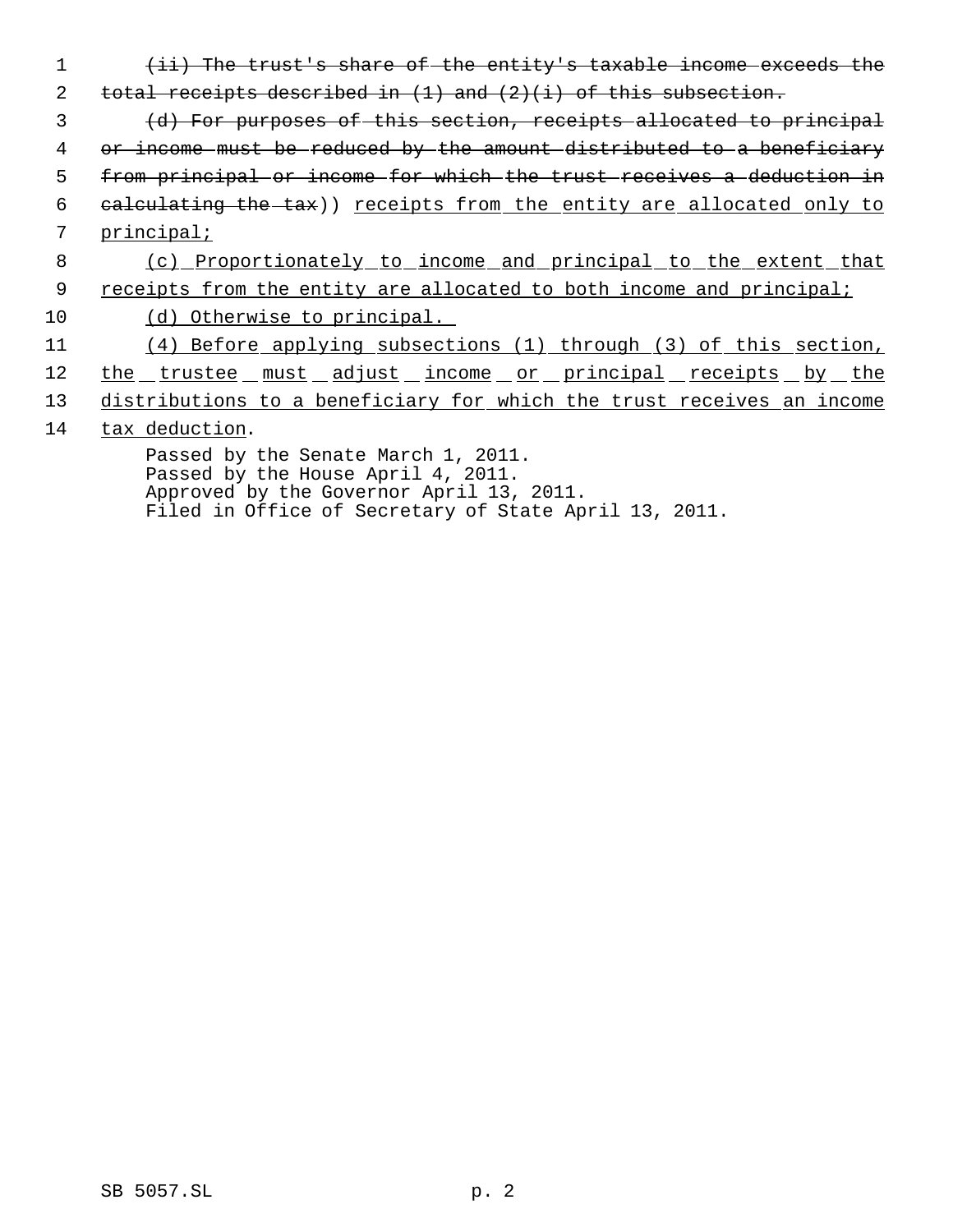~~(ii) The trust's share of the entity's taxable income exceeds the total receipts described in (1) and (2)(i) of this subsection.~~

~~(d) For purposes of this section, receipts allocated to principal or income must be reduced by the amount distributed to a beneficiary from principal or income for which the trust receives a deduction in calculating the tax~~)) receipts from the entity are allocated only to principal;

(c) Proportionately to income and principal to the extent that receipts from the entity are allocated to both income and principal;

(d) Otherwise to principal.

(4) Before applying subsections (1) through (3) of this section, the trustee must adjust income or principal receipts by the distributions to a beneficiary for which the trust receives an income tax deduction.

Passed by the Senate March 1, 2011.
Passed by the House April 4, 2011.
Approved by the Governor April 13, 2011.
Filed in Office of Secretary of State April 13, 2011.